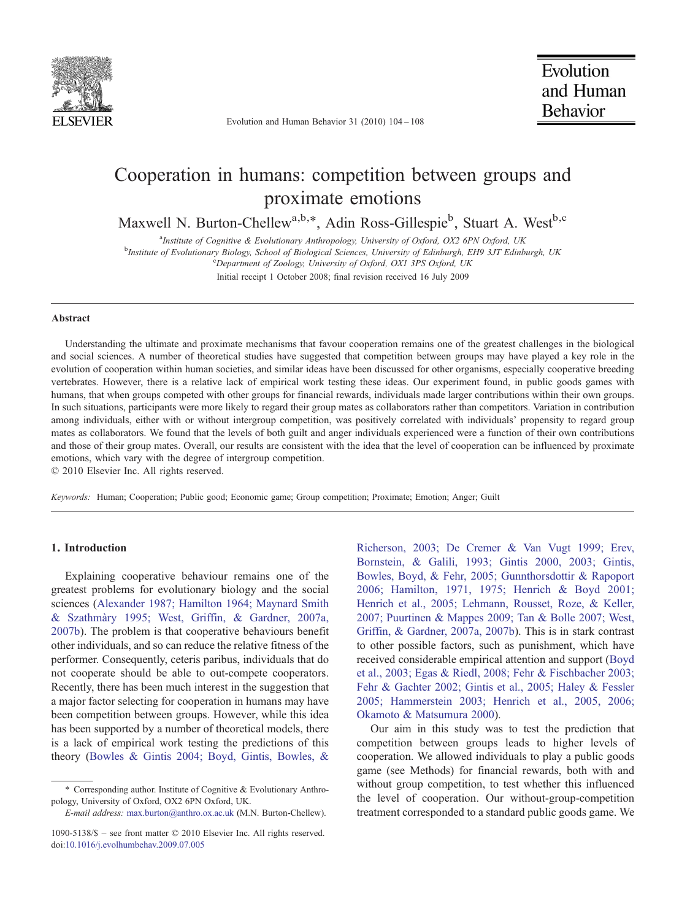# Cooperation in humans: competition between groups and proximate emotions

Maxwell N. Burton-Chellew[a,b,*], Adin Ross-Gillespie[b], Stuart A. West[b,c]

[a]*Institute of Cognitive & Evolutionary Anthropology, University of Oxford, OX2 6PN Oxford, UK*
[b]*Institute of Evolutionary Biology, School of Biological Sciences, University of Edinburgh, EH9 3JT Edinburgh, UK*
[c]*Department of Zoology, University of Oxford, OX1 3PS Oxford, UK*

Initial receipt 1 October 2008; final revision received 16 July 2009

## Abstract

Understanding the ultimate and proximate mechanisms that favour cooperation remains one of the greatest challenges in the biological and social sciences. A number of theoretical studies have suggested that competition between groups may have played a key role in the evolution of cooperation within human societies, and similar ideas have been discussed for other organisms, especially cooperative breeding vertebrates. However, there is a relative lack of empirical work testing these ideas. Our experiment found, in public goods games with humans, that when groups competed with other groups for financial rewards, individuals made larger contributions within their own groups. In such situations, participants were more likely to regard their group mates as collaborators rather than competitors. Variation in contribution among individuals, either with or without intergroup competition, was positively correlated with individuals' propensity to regard group mates as collaborators. We found that the levels of both guilt and anger individuals experienced were a function of their own contributions and those of their group mates. Overall, our results are consistent with the idea that the level of cooperation can be influenced by proximate emotions, which vary with the degree of intergroup competition.

© 2010 Elsevier Inc. All rights reserved.

*Keywords:* Human; Cooperation; Public good; Economic game; Group competition; Proximate; Emotion; Anger; Guilt

## 1. Introduction

Explaining cooperative behaviour remains one of the greatest problems for evolutionary biology and the social sciences (Alexander 1987; Hamilton 1964; Maynard Smith & Szathmàry 1995; West, Griffin, & Gardner, 2007a, 2007b). The problem is that cooperative behaviours benefit other individuals, and so can reduce the relative fitness of the performer. Consequently, ceteris paribus, individuals that do not cooperate should be able to out-compete cooperators. Recently, there has been much interest in the suggestion that a major factor selecting for cooperation in humans may have been competition between groups. However, while this idea has been supported by a number of theoretical models, there is a lack of empirical work testing the predictions of this theory (Bowles & Gintis 2004; Boyd, Gintis, Bowles, & Richerson, 2003; De Cremer & Van Vugt 1999; Erev, Bornstein, & Galili, 1993; Gintis 2000, 2003; Gintis, Bowles, Boyd, & Fehr, 2005; Gunnthorsdottir & Rapoport 2006; Hamilton, 1971, 1975; Henrich & Boyd 2001; Henrich et al., 2005; Lehmann, Rousset, Roze, & Keller, 2007; Puurtinen & Mappes 2009; Tan & Bolle 2007; West, Griffin, & Gardner, 2007a, 2007b). This is in stark contrast to other possible factors, such as punishment, which have received considerable empirical attention and support (Boyd et al., 2003; Egas & Riedl, 2008; Fehr & Fischbacher 2003; Fehr & Gachter 2002; Gintis et al., 2005; Haley & Fessler 2005; Hammerstein 2003; Henrich et al., 2005, 2006; Okamoto & Matsumura 2000).

Our aim in this study was to test the prediction that competition between groups leads to higher levels of cooperation. We allowed individuals to play a public goods game (see Methods) for financial rewards, both with and without group competition, to test whether this influenced the level of cooperation. Our without-group-competition treatment corresponded to a standard public goods game. We

* Corresponding author. Institute of Cognitive & Evolutionary Anthropology, University of Oxford, OX2 6PN Oxford, UK.
*E-mail address:* max.burton@anthro.ox.ac.uk (M.N. Burton-Chellew).

1090-5138/$ – see front matter © 2010 Elsevier Inc. All rights reserved.
doi:10.1016/j.evolhumbehav.2009.07.005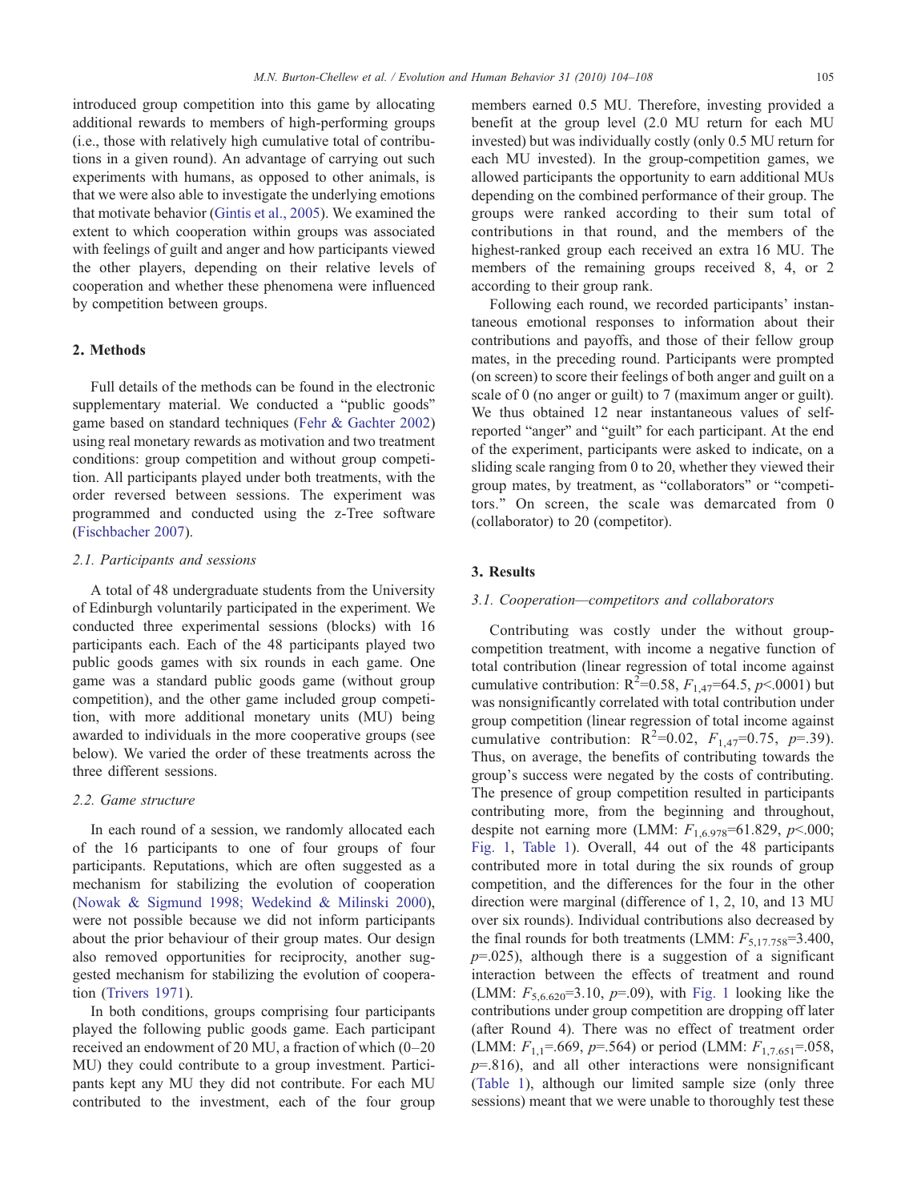introduced group competition into this game by allocating additional rewards to members of high-performing groups (i.e., those with relatively high cumulative total of contributions in a given round). An advantage of carrying out such experiments with humans, as opposed to other animals, is that we were also able to investigate the underlying emotions that motivate behavior (Gintis et al., 2005). We examined the extent to which cooperation within groups was associated with feelings of guilt and anger and how participants viewed the other players, depending on their relative levels of cooperation and whether these phenomena were influenced by competition between groups.

## 2. Methods

Full details of the methods can be found in the electronic supplementary material. We conducted a "public goods" game based on standard techniques (Fehr & Gachter 2002) using real monetary rewards as motivation and two treatment conditions: group competition and without group competition. All participants played under both treatments, with the order reversed between sessions. The experiment was programmed and conducted using the z-Tree software (Fischbacher 2007).

### 2.1. Participants and sessions

A total of 48 undergraduate students from the University of Edinburgh voluntarily participated in the experiment. We conducted three experimental sessions (blocks) with 16 participants each. Each of the 48 participants played two public goods games with six rounds in each game. One game was a standard public goods game (without group competition), and the other game included group competition, with more additional monetary units (MU) being awarded to individuals in the more cooperative groups (see below). We varied the order of these treatments across the three different sessions.

### 2.2. Game structure

In each round of a session, we randomly allocated each of the 16 participants to one of four groups of four participants. Reputations, which are often suggested as a mechanism for stabilizing the evolution of cooperation (Nowak & Sigmund 1998; Wedekind & Milinski 2000), were not possible because we did not inform participants about the prior behaviour of their group mates. Our design also removed opportunities for reciprocity, another suggested mechanism for stabilizing the evolution of cooperation (Trivers 1971).

In both conditions, groups comprising four participants played the following public goods game. Each participant received an endowment of 20 MU, a fraction of which (0–20 MU) they could contribute to a group investment. Participants kept any MU they did not contribute. For each MU contributed to the investment, each of the four group members earned 0.5 MU. Therefore, investing provided a benefit at the group level (2.0 MU return for each MU invested) but was individually costly (only 0.5 MU return for each MU invested). In the group-competition games, we allowed participants the opportunity to earn additional MUs depending on the combined performance of their group. The groups were ranked according to their sum total of contributions in that round, and the members of the highest-ranked group each received an extra 16 MU. The members of the remaining groups received 8, 4, or 2 according to their group rank.

Following each round, we recorded participants' instantaneous emotional responses to information about their contributions and payoffs, and those of their fellow group mates, in the preceding round. Participants were prompted (on screen) to score their feelings of both anger and guilt on a scale of 0 (no anger or guilt) to 7 (maximum anger or guilt). We thus obtained 12 near instantaneous values of self-reported "anger" and "guilt" for each participant. At the end of the experiment, participants were asked to indicate, on a sliding scale ranging from 0 to 20, whether they viewed their group mates, by treatment, as "collaborators" or "competitors." On screen, the scale was demarcated from 0 (collaborator) to 20 (competitor).

## 3. Results

### 3.1. Cooperation—competitors and collaborators

Contributing was costly under the without group-competition treatment, with income a negative function of total contribution (linear regression of total income against cumulative contribution: $R^2$=0.58, $F_{1,47}$=64.5, $p$<.0001) but was nonsignificantly correlated with total contribution under group competition (linear regression of total income against cumulative contribution: $R^2$=0.02, $F_{1,47}$=0.75, $p$=.39). Thus, on average, the benefits of contributing towards the group's success were negated by the costs of contributing. The presence of group competition resulted in participants contributing more, from the beginning and throughout, despite not earning more (LMM: $F_{1,6.978}$=61.829, $p$<.000; Fig. 1, Table 1). Overall, 44 out of the 48 participants contributed more in total during the six rounds of group competition, and the differences for the four in the other direction were marginal (difference of 1, 2, 10, and 13 MU over six rounds). Individual contributions also decreased by the final rounds for both treatments (LMM: $F_{5,17.758}$=3.400, $p$=.025), although there is a suggestion of a significant interaction between the effects of treatment and round (LMM: $F_{5,6.620}$=3.10, $p$=.09), with Fig. 1 looking like the contributions under group competition are dropping off later (after Round 4). There was no effect of treatment order (LMM: $F_{1,1}$=.669, $p$=.564) or period (LMM: $F_{1,7.651}$=.058, $p$=.816), and all other interactions were nonsignificant (Table 1), although our limited sample size (only three sessions) meant that we were unable to thoroughly test these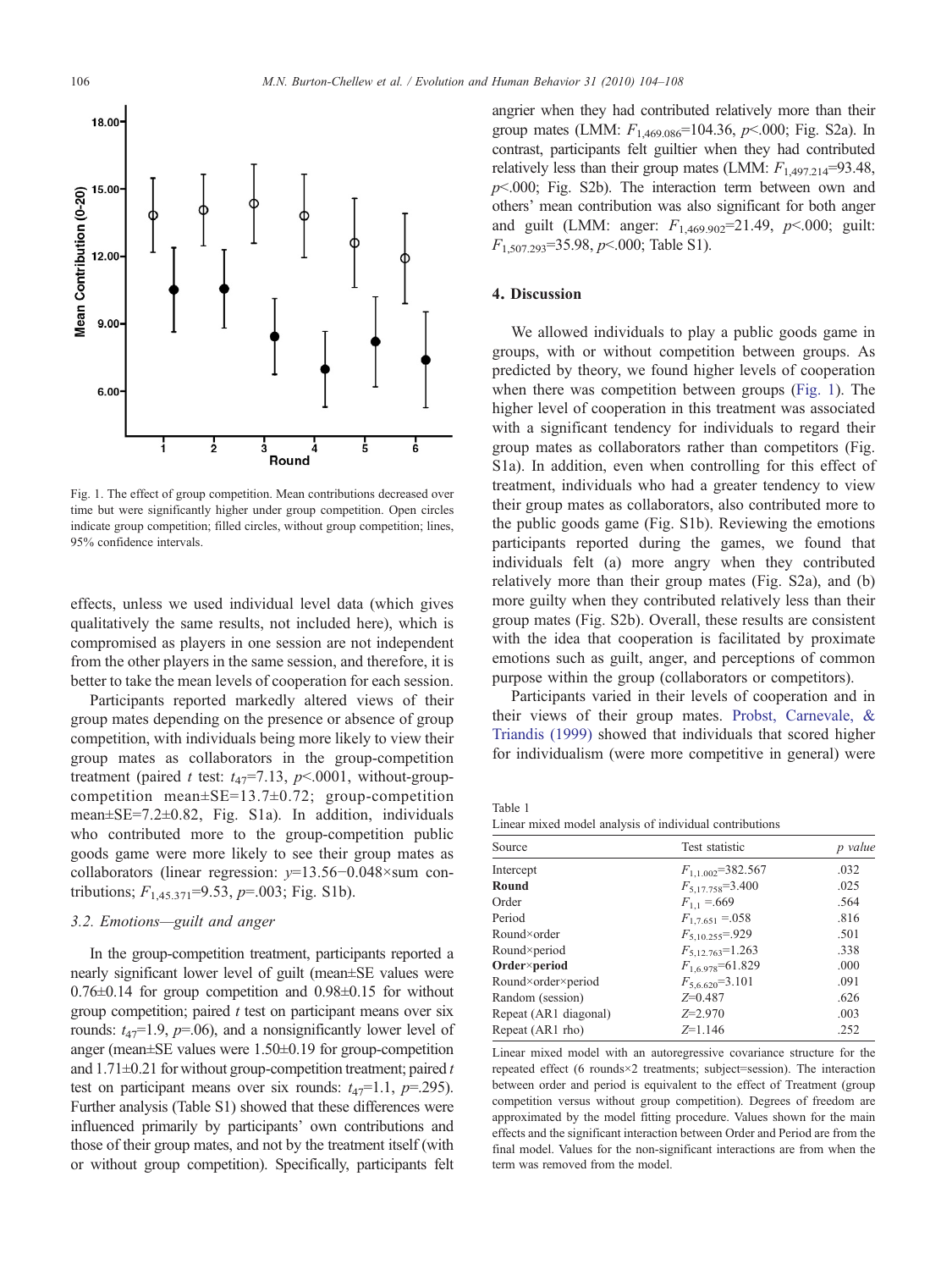Fig. 1. The effect of group competition. Mean contributions decreased over time but were significantly higher under group competition. Open circles indicate group competition; filled circles, without group competition; lines, 95% confidence intervals.

effects, unless we used individual level data (which gives qualitatively the same results, not included here), which is compromised as players in one session are not independent from the other players in the same session, and therefore, it is better to take the mean levels of cooperation for each session.

Participants reported markedly altered views of their group mates depending on the presence or absence of group competition, with individuals being more likely to view their group mates as collaborators in the group-competition treatment (paired *t* test: $t_{47}$=7.13, $p$<.0001, without-group-competition mean±SE=13.7±0.72; group-competition mean±SE=7.2±0.82, Fig. S1a). In addition, individuals who contributed more to the group-competition public goods game were more likely to see their group mates as collaborators (linear regression: $y$=13.56−0.048×sum contributions; $F_{1,45.371}$=9.53, $p$=.003; Fig. S1b).

### 3.2. Emotions—guilt and anger

In the group-competition treatment, participants reported a nearly significant lower level of guilt (mean±SE values were 0.76±0.14 for group competition and 0.98±0.15 for without group competition; paired *t* test on participant means over six rounds: $t_{47}$=1.9, $p$=.06), and a nonsignificantly lower level of anger (mean±SE values were 1.50±0.19 for group-competition and 1.71±0.21 for without group-competition treatment; paired *t* test on participant means over six rounds: $t_{47}$=1.1, $p$=.295). Further analysis (Table S1) showed that these differences were influenced primarily by participants' own contributions and those of their group mates, and not by the treatment itself (with or without group competition). Specifically, participants felt angrier when they had contributed relatively more than their group mates (LMM: $F_{1,469.086}$=104.36, $p$<.000; Fig. S2a). In contrast, participants felt guiltier when they had contributed relatively less than their group mates (LMM: $F_{1,497.214}$=93.48, $p$<.000; Fig. S2b). The interaction term between own and others' mean contribution was also significant for both anger and guilt (LMM: anger: $F_{1,469.902}$=21.49, $p$<.000; guilt: $F_{1,507.293}$=35.98, $p$<.000; Table S1).

## 4. Discussion

We allowed individuals to play a public goods game in groups, with or without competition between groups. As predicted by theory, we found higher levels of cooperation when there was competition between groups (Fig. 1). The higher level of cooperation in this treatment was associated with a significant tendency for individuals to regard their group mates as collaborators rather than competitors (Fig. S1a). In addition, even when controlling for this effect of treatment, individuals who had a greater tendency to view their group mates as collaborators, also contributed more to the public goods game (Fig. S1b). Reviewing the emotions participants reported during the games, we found that individuals felt (a) more angry when they contributed relatively more than their group mates (Fig. S2a), and (b) more guilty when they contributed relatively less than their group mates (Fig. S2b). Overall, these results are consistent with the idea that cooperation is facilitated by proximate emotions such as guilt, anger, and perceptions of common purpose within the group (collaborators or competitors).

Participants varied in their levels of cooperation and in their views of their group mates. Probst, Carnevale, & Triandis (1999) showed that individuals that scored higher for individualism (were more competitive in general) were

Table 1
Linear mixed model analysis of individual contributions

| Source | Test statistic | *p value* |
|---|---|---|
| Intercept | $F_{1,1.002}$=382.567 | .032 |
| **Round** | $F_{5,17.758}$=3.400 | .025 |
| Order | $F_{1,1}$ =.669 | .564 |
| Period | $F_{1,7.651}$ =.058 | .816 |
| Round×order | $F_{5,10.255}$=.929 | .501 |
| Round×period | $F_{5,12.763}$=1.263 | .338 |
| **Order×period** | $F_{1,6.978}$=61.829 | .000 |
| Round×order×period | $F_{5,6.620}$=3.101 | .091 |
| Random (session) | $Z$=0.487 | .626 |
| Repeat (AR1 diagonal) | $Z$=2.970 | .003 |
| Repeat (AR1 rho) | $Z$=1.146 | .252 |

Linear mixed model with an autoregressive covariance structure for the repeated effect (6 rounds×2 treatments; subject=session). The interaction between order and period is equivalent to the effect of Treatment (group competition versus without group competition). Degrees of freedom are approximated by the model fitting procedure. Values shown for the main effects and the significant interaction between Order and Period are from the final model. Values for the non-significant interactions are from when the term was removed from the model.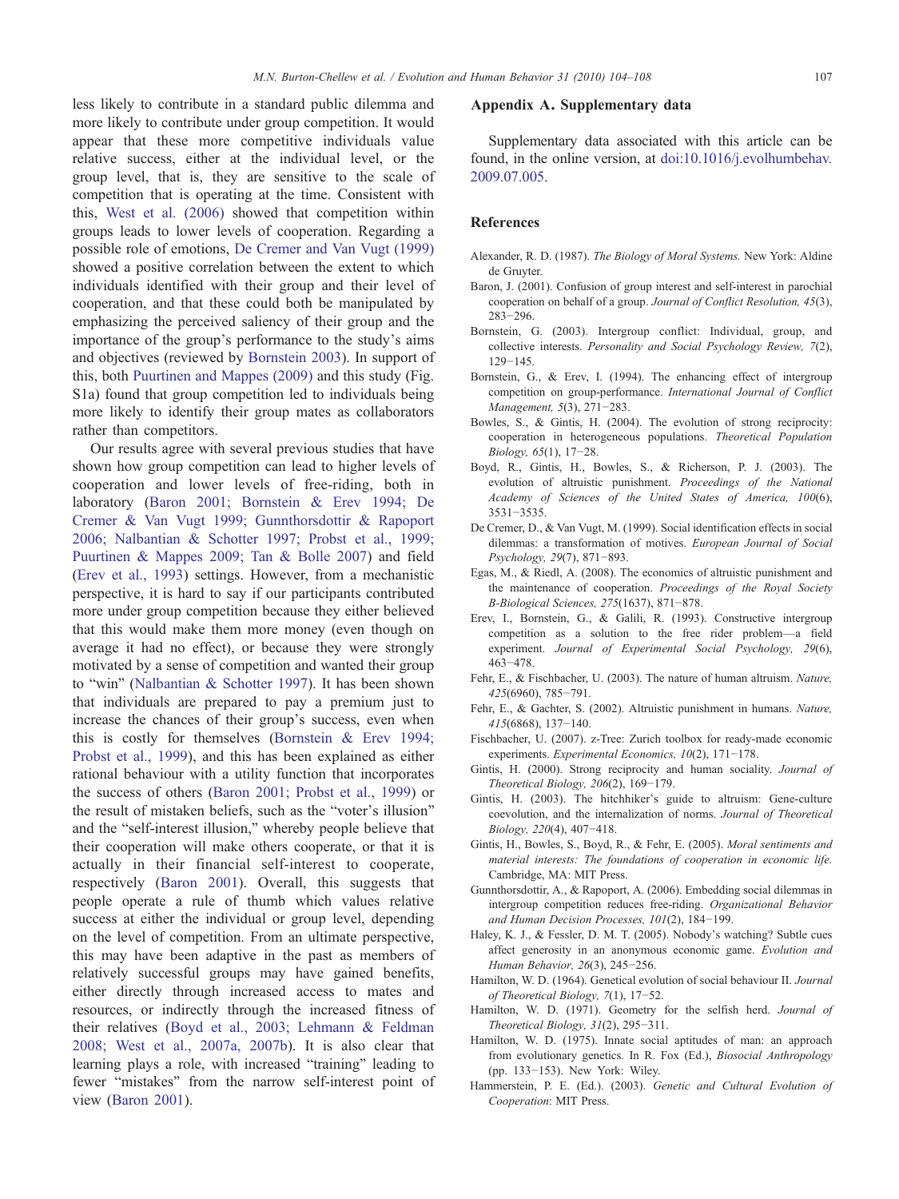less likely to contribute in a standard public dilemma and more likely to contribute under group competition. It would appear that these more competitive individuals value relative success, either at the individual level, or the group level, that is, they are sensitive to the scale of competition that is operating at the time. Consistent with this, West et al. (2006) showed that competition within groups leads to lower levels of cooperation. Regarding a possible role of emotions, De Cremer and Van Vugt (1999) showed a positive correlation between the extent to which individuals identified with their group and their level of cooperation, and that these could both be manipulated by emphasizing the perceived saliency of their group and the importance of the group's performance to the study's aims and objectives (reviewed by Bornstein 2003). In support of this, both Puurtinen and Mappes (2009) and this study (Fig. S1a) found that group competition led to individuals being more likely to identify their group mates as collaborators rather than competitors.

Our results agree with several previous studies that have shown how group competition can lead to higher levels of cooperation and lower levels of free-riding, both in laboratory (Baron 2001; Bornstein & Erev 1994; De Cremer & Van Vugt 1999; Gunnthorsdottir & Rapoport 2006; Nalbantian & Schotter 1997; Probst et al., 1999; Puurtinen & Mappes 2009; Tan & Bolle 2007) and field (Erev et al., 1993) settings. However, from a mechanistic perspective, it is hard to say if our participants contributed more under group competition because they either believed that this would make them more money (even though on average it had no effect), or because they were strongly motivated by a sense of competition and wanted their group to "win" (Nalbantian & Schotter 1997). It has been shown that individuals are prepared to pay a premium just to increase the chances of their group's success, even when this is costly for themselves (Bornstein & Erev 1994; Probst et al., 1999), and this has been explained as either rational behaviour with a utility function that incorporates the success of others (Baron 2001; Probst et al., 1999) or the result of mistaken beliefs, such as the "voter's illusion" and the "self-interest illusion," whereby people believe that their cooperation will make others cooperate, or that it is actually in their financial self-interest to cooperate, respectively (Baron 2001). Overall, this suggests that people operate a rule of thumb which values relative success at either the individual or group level, depending on the level of competition. From an ultimate perspective, this may have been adaptive in the past as members of relatively successful groups may have gained benefits, either directly through increased access to mates and resources, or indirectly through the increased fitness of their relatives (Boyd et al., 2003; Lehmann & Feldman 2008; West et al., 2007a, 2007b). It is also clear that learning plays a role, with increased "training" leading to fewer "mistakes" from the narrow self-interest point of view (Baron 2001).

## Appendix A. Supplementary data

Supplementary data associated with this article can be found, in the online version, at doi:10.1016/j.evolhumbehav.2009.07.005.

## References

Alexander, R. D. (1987). *The Biology of Moral Systems.* New York: Aldine de Gruyter.

Baron, J. (2001). Confusion of group interest and self-interest in parochial cooperation on behalf of a group. *Journal of Conflict Resolution, 45*(3), 283−296.

Bornstein, G. (2003). Intergroup conflict: Individual, group, and collective interests. *Personality and Social Psychology Review, 7*(2), 129−145.

Bornstein, G., & Erev, I. (1994). The enhancing effect of intergroup competition on group-performance. *International Journal of Conflict Management, 5*(3), 271−283.

Bowles, S., & Gintis, H. (2004). The evolution of strong reciprocity: cooperation in heterogeneous populations. *Theoretical Population Biology, 65*(1), 17−28.

Boyd, R., Gintis, H., Bowles, S., & Richerson, P. J. (2003). The evolution of altruistic punishment. *Proceedings of the National Academy of Sciences of the United States of America, 100*(6), 3531−3535.

De Cremer, D., & Van Vugt, M. (1999). Social identification effects in social dilemmas: a transformation of motives. *European Journal of Social Psychology, 29*(7), 871−893.

Egas, M., & Riedl, A. (2008). The economics of altruistic punishment and the maintenance of cooperation. *Proceedings of the Royal Society B-Biological Sciences, 275*(1637), 871−878.

Erev, I., Bornstein, G., & Galili, R. (1993). Constructive intergroup competition as a solution to the free rider problem—a field experiment. *Journal of Experimental Social Psychology, 29*(6), 463−478.

Fehr, E., & Fischbacher, U. (2003). The nature of human altruism. *Nature, 425*(6960), 785−791.

Fehr, E., & Gachter, S. (2002). Altruistic punishment in humans. *Nature, 415*(6868), 137−140.

Fischbacher, U. (2007). z-Tree: Zurich toolbox for ready-made economic experiments. *Experimental Economics, 10*(2), 171−178.

Gintis, H. (2000). Strong reciprocity and human sociality. *Journal of Theoretical Biology, 206*(2), 169−179.

Gintis, H. (2003). The hitchhiker's guide to altruism: Gene-culture coevolution, and the internalization of norms. *Journal of Theoretical Biology, 220*(4), 407−418.

Gintis, H., Bowles, S., Boyd, R., & Fehr, E. (2005). *Moral sentiments and material interests: The foundations of cooperation in economic life.* Cambridge, MA: MIT Press.

Gunnthorsdottir, A., & Rapoport, A. (2006). Embedding social dilemmas in intergroup competition reduces free-riding. *Organizational Behavior and Human Decision Processes, 101*(2), 184−199.

Haley, K. J., & Fessler, D. M. T. (2005). Nobody's watching? Subtle cues affect generosity in an anonymous economic game. *Evolution and Human Behavior, 26*(3), 245−256.

Hamilton, W. D. (1964). Genetical evolution of social behaviour II. *Journal of Theoretical Biology, 7*(1), 17−52.

Hamilton, W. D. (1971). Geometry for the selfish herd. *Journal of Theoretical Biology, 31*(2), 295−311.

Hamilton, W. D. (1975). Innate social aptitudes of man: an approach from evolutionary genetics. In R. Fox (Ed.), *Biosocial Anthropology* (pp. 133−153). New York: Wiley.

Hammerstein, P. E. (Ed.). (2003). *Genetic and Cultural Evolution of Cooperation*: MIT Press.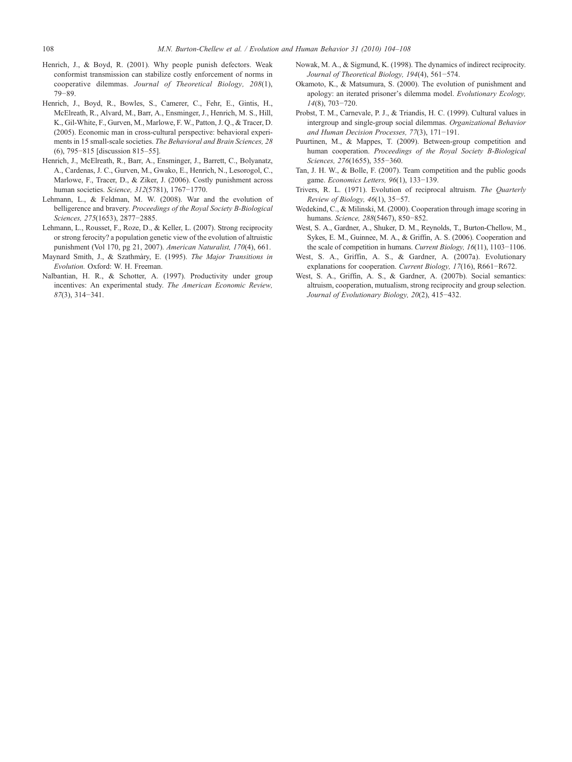Henrich, J., & Boyd, R. (2001). Why people punish defectors. Weak conformist transmission can stabilize costly enforcement of norms in cooperative dilemmas. *Journal of Theoretical Biology, 208*(1), 79−89.

Henrich, J., Boyd, R., Bowles, S., Camerer, C., Fehr, E., Gintis, H., McElreath, R., Alvard, M., Barr, A., Ensminger, J., Henrich, M. S., Hill, K., Gil-White, F., Gurven, M., Marlowe, F. W., Patton, J. Q., & Tracer, D. (2005). Economic man in cross-cultural perspective: behavioral experiments in 15 small-scale societies. *The Behavioral and Brain Sciences, 28* (6), 795−815 [discussion 815–55].

Henrich, J., McElreath, R., Barr, A., Ensminger, J., Barrett, C., Bolyanatz, A., Cardenas, J. C., Gurven, M., Gwako, E., Henrich, N., Lesorogol, C., Marlowe, F., Tracer, D., & Ziker, J. (2006). Costly punishment across human societies. *Science, 312*(5781), 1767−1770.

Lehmann, L., & Feldman, M. W. (2008). War and the evolution of belligerence and bravery. *Proceedings of the Royal Society B-Biological Sciences, 275*(1653), 2877−2885.

Lehmann, L., Rousset, F., Roze, D., & Keller, L. (2007). Strong reciprocity or strong ferocity? a population genetic view of the evolution of altruistic punishment (Vol 170, pg 21, 2007). *American Naturalist, 170*(4), 661.

Maynard Smith, J., & Szathmàry, E. (1995). *The Major Transitions in Evolution.* Oxford: W. H. Freeman.

Nalbantian, H. R., & Schotter, A. (1997). Productivity under group incentives: An experimental study. *The American Economic Review, 87*(3), 314−341.

Nowak, M. A., & Sigmund, K. (1998). The dynamics of indirect reciprocity. *Journal of Theoretical Biology, 194*(4), 561−574.

Okamoto, K., & Matsumura, S. (2000). The evolution of punishment and apology: an iterated prisoner's dilemma model. *Evolutionary Ecology, 14*(8), 703−720.

Probst, T. M., Carnevale, P. J., & Triandis, H. C. (1999). Cultural values in intergroup and single-group social dilemmas. *Organizational Behavior and Human Decision Processes, 77*(3), 171−191.

Puurtinen, M., & Mappes, T. (2009). Between-group competition and human cooperation. *Proceedings of the Royal Society B-Biological Sciences, 276*(1655), 355−360.

Tan, J. H. W., & Bolle, F. (2007). Team competition and the public goods game. *Economics Letters, 96*(1), 133−139.

Trivers, R. L. (1971). Evolution of reciprocal altruism. *The Quarterly Review of Biology, 46*(1), 35−57.

Wedekind, C., & Milinski, M. (2000). Cooperation through image scoring in humans. *Science, 288*(5467), 850−852.

West, S. A., Gardner, A., Shuker, D. M., Reynolds, T., Burton-Chellow, M., Sykes, E. M., Guinnee, M. A., & Griffin, A. S. (2006). Cooperation and the scale of competition in humans. *Current Biology, 16*(11), 1103−1106.

West, S. A., Griffin, A. S., & Gardner, A. (2007a). Evolutionary explanations for cooperation. *Current Biology, 17*(16), R661−R672.

West, S. A., Griffin, A. S., & Gardner, A. (2007b). Social semantics: altruism, cooperation, mutualism, strong reciprocity and group selection. *Journal of Evolutionary Biology, 20*(2), 415−432.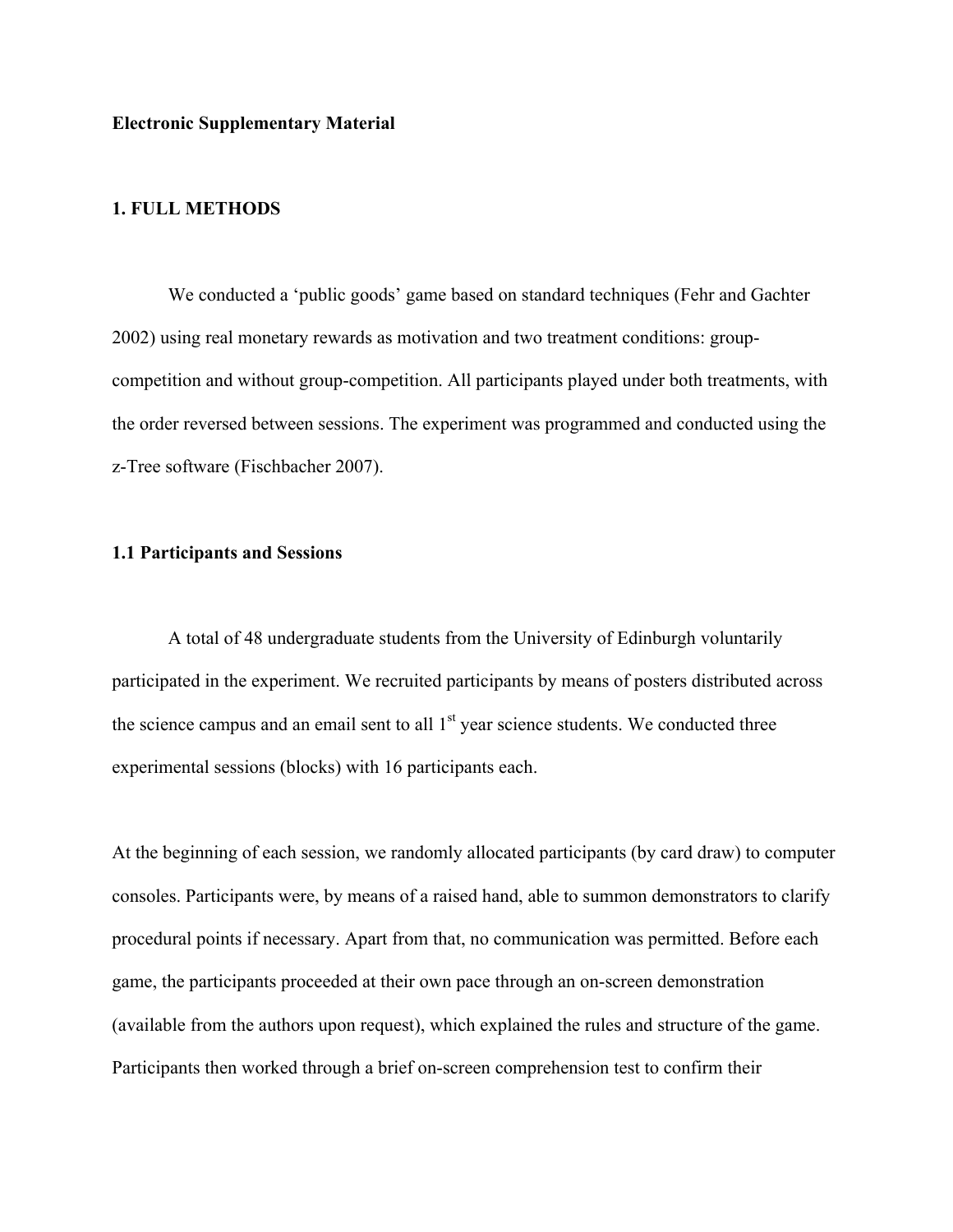**Electronic Supplementary Material**

## 1. FULL METHODS

We conducted a 'public goods' game based on standard techniques (Fehr and Gachter 2002) using real monetary rewards as motivation and two treatment conditions: group-competition and without group-competition. All participants played under both treatments, with the order reversed between sessions. The experiment was programmed and conducted using the z-Tree software (Fischbacher 2007).

### 1.1 Participants and Sessions

A total of 48 undergraduate students from the University of Edinburgh voluntarily participated in the experiment. We recruited participants by means of posters distributed across the science campus and an email sent to all 1st year science students. We conducted three experimental sessions (blocks) with 16 participants each.

At the beginning of each session, we randomly allocated participants (by card draw) to computer consoles. Participants were, by means of a raised hand, able to summon demonstrators to clarify procedural points if necessary. Apart from that, no communication was permitted. Before each game, the participants proceeded at their own pace through an on-screen demonstration (available from the authors upon request), which explained the rules and structure of the game. Participants then worked through a brief on-screen comprehension test to confirm their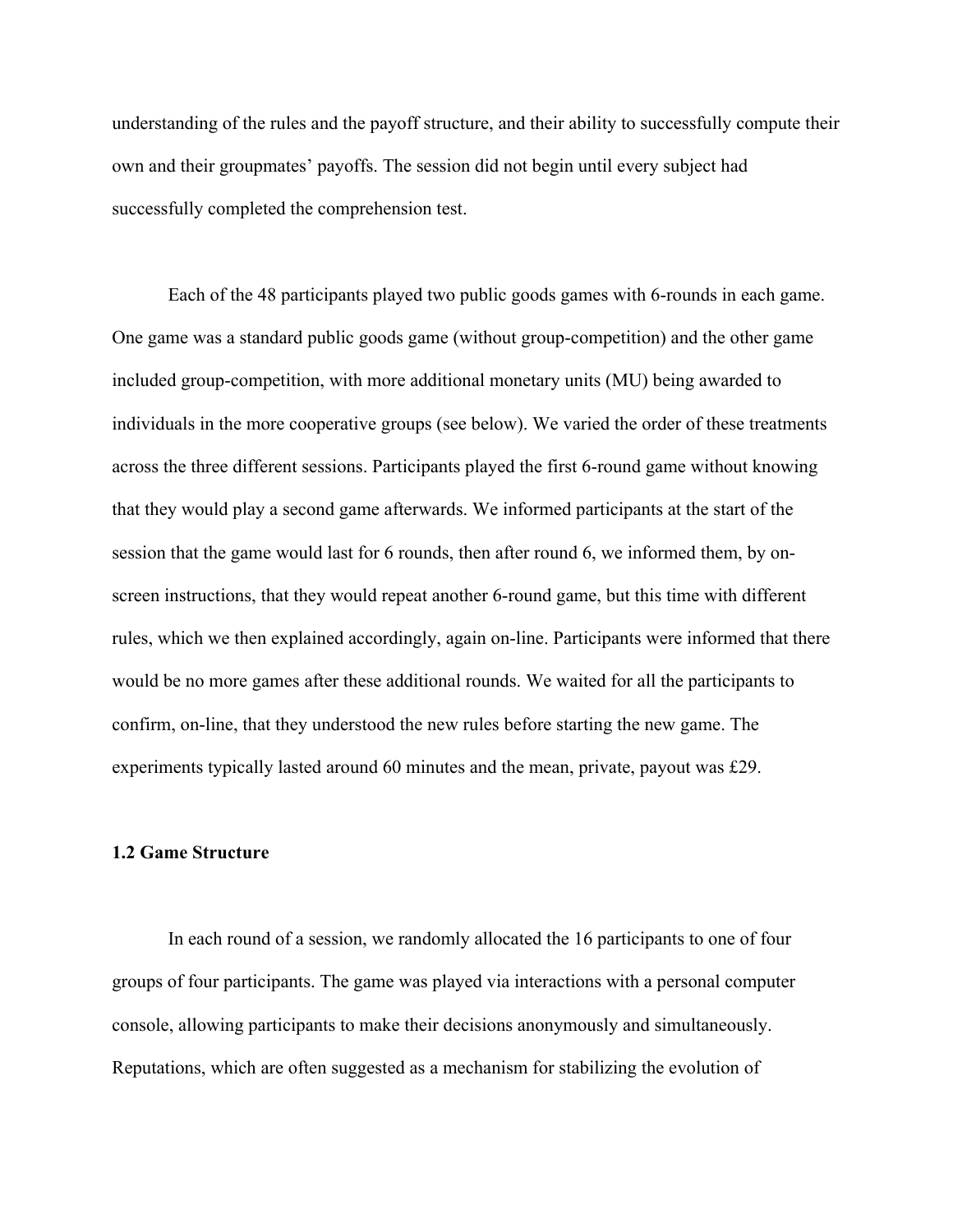understanding of the rules and the payoff structure, and their ability to successfully compute their own and their groupmates' payoffs. The session did not begin until every subject had successfully completed the comprehension test.

Each of the 48 participants played two public goods games with 6-rounds in each game. One game was a standard public goods game (without group-competition) and the other game included group-competition, with more additional monetary units (MU) being awarded to individuals in the more cooperative groups (see below). We varied the order of these treatments across the three different sessions. Participants played the first 6-round game without knowing that they would play a second game afterwards. We informed participants at the start of the session that the game would last for 6 rounds, then after round 6, we informed them, by on-screen instructions, that they would repeat another 6-round game, but this time with different rules, which we then explained accordingly, again on-line. Participants were informed that there would be no more games after these additional rounds. We waited for all the participants to confirm, on-line, that they understood the new rules before starting the new game. The experiments typically lasted around 60 minutes and the mean, private, payout was £29.

### 1.2 Game Structure

In each round of a session, we randomly allocated the 16 participants to one of four groups of four participants. The game was played via interactions with a personal computer console, allowing participants to make their decisions anonymously and simultaneously. Reputations, which are often suggested as a mechanism for stabilizing the evolution of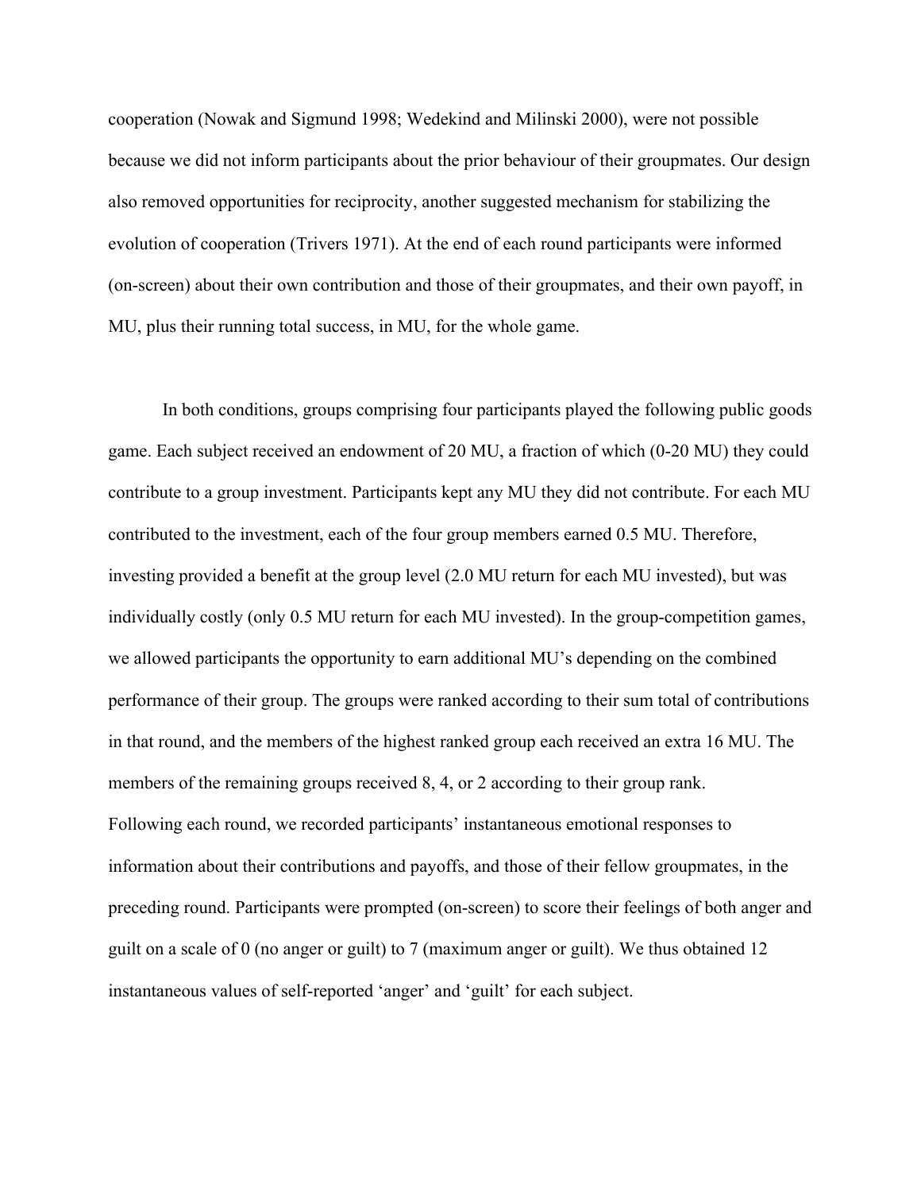cooperation (Nowak and Sigmund 1998; Wedekind and Milinski 2000), were not possible because we did not inform participants about the prior behaviour of their groupmates. Our design also removed opportunities for reciprocity, another suggested mechanism for stabilizing the evolution of cooperation (Trivers 1971). At the end of each round participants were informed (on-screen) about their own contribution and those of their groupmates, and their own payoff, in MU, plus their running total success, in MU, for the whole game.

In both conditions, groups comprising four participants played the following public goods game. Each subject received an endowment of 20 MU, a fraction of which (0-20 MU) they could contribute to a group investment. Participants kept any MU they did not contribute. For each MU contributed to the investment, each of the four group members earned 0.5 MU. Therefore, investing provided a benefit at the group level (2.0 MU return for each MU invested), but was individually costly (only 0.5 MU return for each MU invested). In the group-competition games, we allowed participants the opportunity to earn additional MU's depending on the combined performance of their group. The groups were ranked according to their sum total of contributions in that round, and the members of the highest ranked group each received an extra 16 MU. The members of the remaining groups received 8, 4, or 2 according to their group rank.
Following each round, we recorded participants' instantaneous emotional responses to information about their contributions and payoffs, and those of their fellow groupmates, in the preceding round. Participants were prompted (on-screen) to score their feelings of both anger and guilt on a scale of 0 (no anger or guilt) to 7 (maximum anger or guilt). We thus obtained 12 instantaneous values of self-reported 'anger' and 'guilt' for each subject.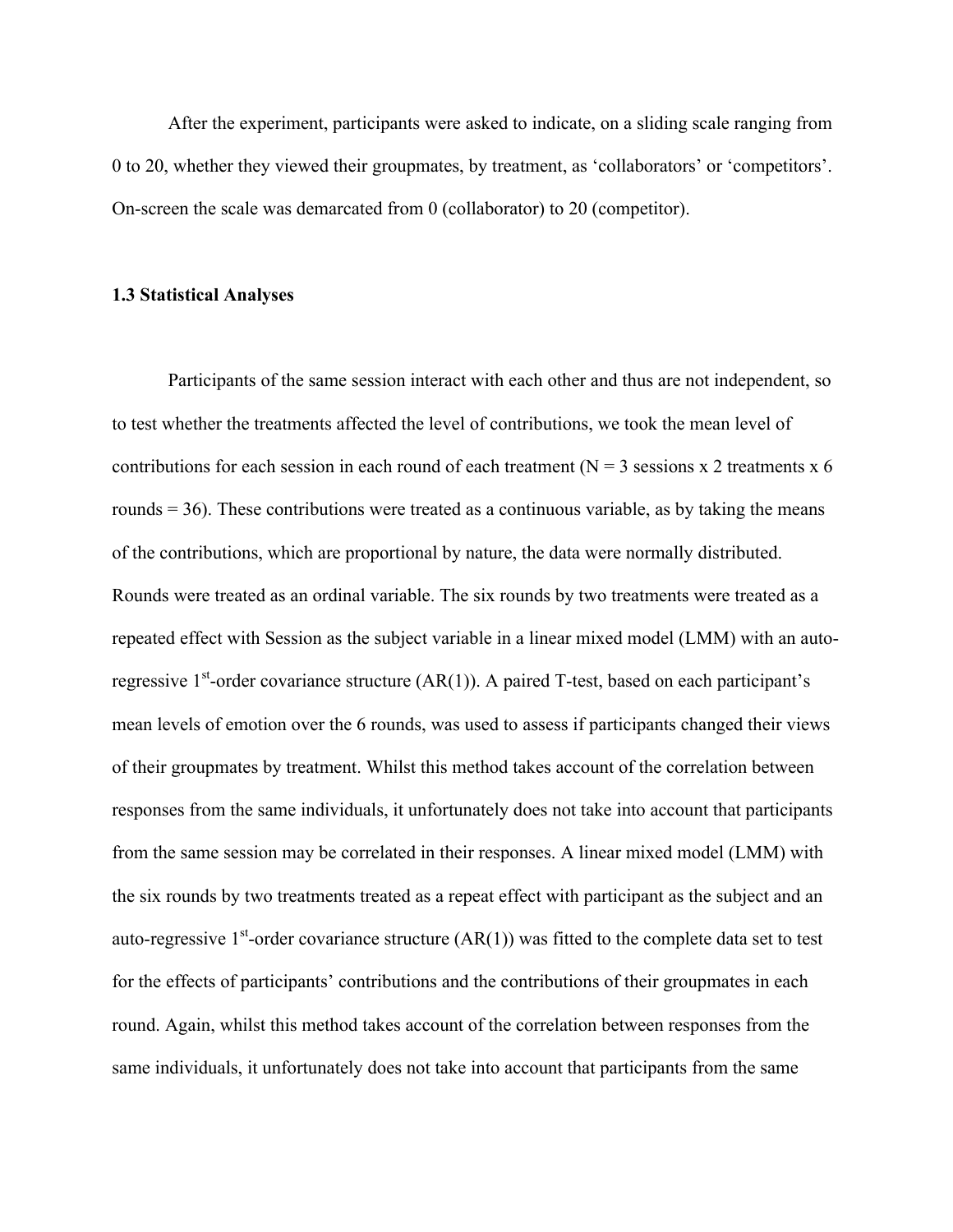After the experiment, participants were asked to indicate, on a sliding scale ranging from 0 to 20, whether they viewed their groupmates, by treatment, as 'collaborators' or 'competitors'. On-screen the scale was demarcated from 0 (collaborator) to 20 (competitor).

### 1.3 Statistical Analyses

Participants of the same session interact with each other and thus are not independent, so to test whether the treatments affected the level of contributions, we took the mean level of contributions for each session in each round of each treatment ($N = 3$ sessions x 2 treatments x 6 rounds = 36). These contributions were treated as a continuous variable, as by taking the means of the contributions, which are proportional by nature, the data were normally distributed. Rounds were treated as an ordinal variable. The six rounds by two treatments were treated as a repeated effect with Session as the subject variable in a linear mixed model (LMM) with an auto-regressive 1st-order covariance structure (AR(1)). A paired T-test, based on each participant's mean levels of emotion over the 6 rounds, was used to assess if participants changed their views of their groupmates by treatment. Whilst this method takes account of the correlation between responses from the same individuals, it unfortunately does not take into account that participants from the same session may be correlated in their responses. A linear mixed model (LMM) with the six rounds by two treatments treated as a repeat effect with participant as the subject and an auto-regressive 1st-order covariance structure (AR(1)) was fitted to the complete data set to test for the effects of participants' contributions and the contributions of their groupmates in each round. Again, whilst this method takes account of the correlation between responses from the same individuals, it unfortunately does not take into account that participants from the same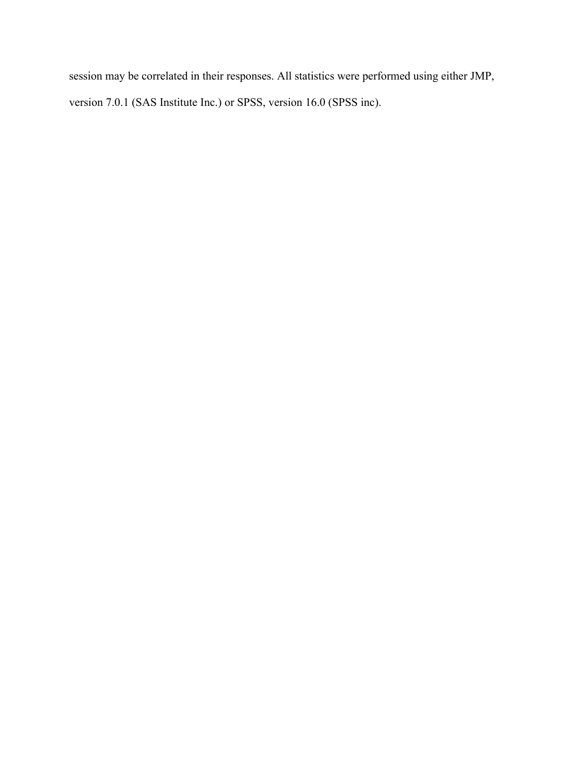session may be correlated in their responses. All statistics were performed using either JMP, version 7.0.1 (SAS Institute Inc.) or SPSS, version 16.0 (SPSS inc).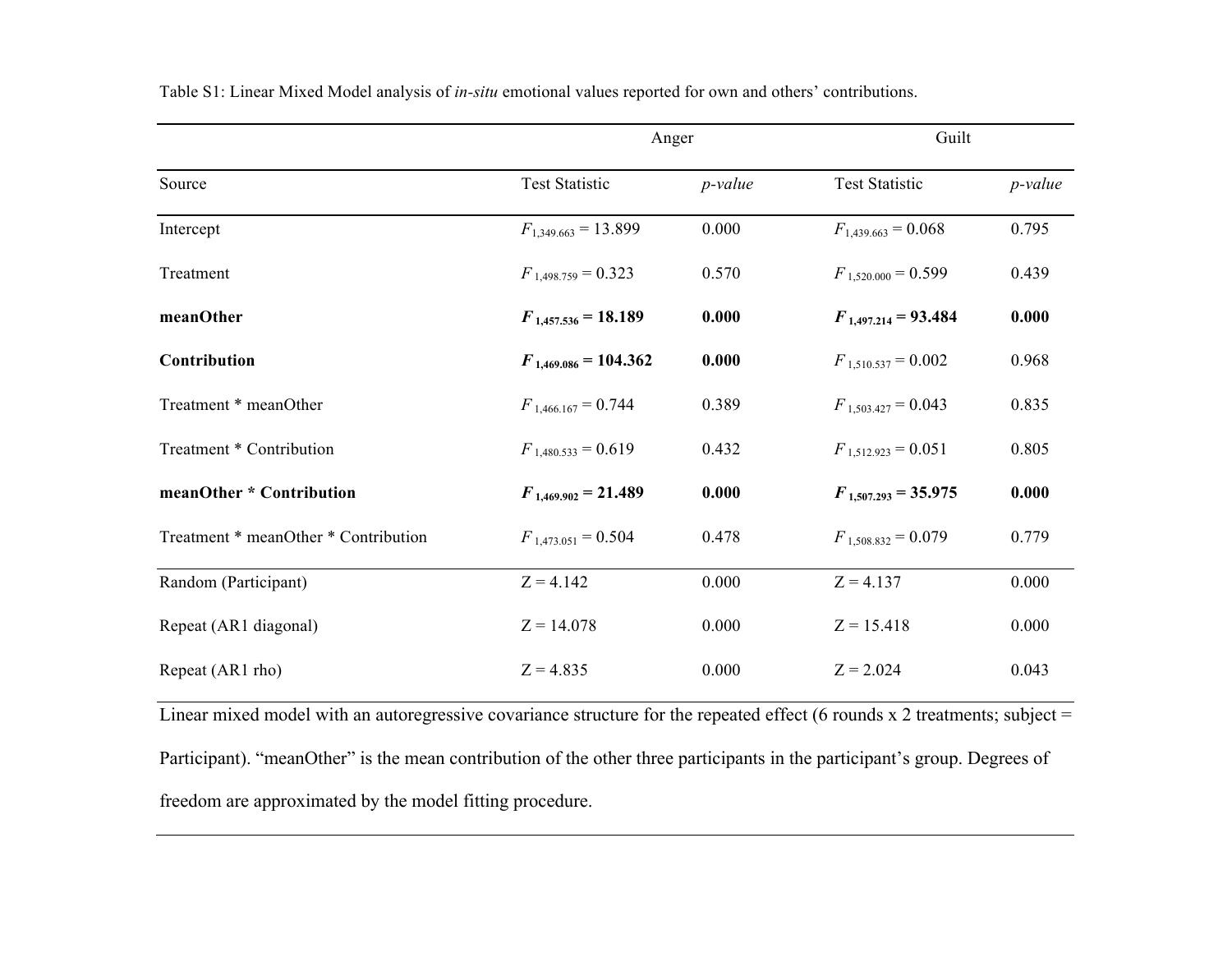Table S1: Linear Mixed Model analysis of *in-situ* emotional values reported for own and others' contributions.

| | Anger | | Guilt | |
|---|---|---|---|---|
| Source | Test Statistic | *p-value* | Test Statistic | *p-value* |
| Intercept | $F_{1,349.663} = 13.899$ | 0.000 | $F_{1,439.663} = 0.068$ | 0.795 |
| Treatment | $F_{1,498.759} = 0.323$ | 0.570 | $F_{1,520.000} = 0.599$ | 0.439 |
| **meanOther** | $\boldsymbol{F_{1,457.536} = 18.189}$ | **0.000** | $\boldsymbol{F_{1,497.214} = 93.484}$ | **0.000** |
| **Contribution** | $\boldsymbol{F_{1,469.086} = 104.362}$ | **0.000** | $F_{1,510.537} = 0.002$ | 0.968 |
| Treatment * meanOther | $F_{1,466.167} = 0.744$ | 0.389 | $F_{1,503.427} = 0.043$ | 0.835 |
| Treatment * Contribution | $F_{1,480.533} = 0.619$ | 0.432 | $F_{1,512.923} = 0.051$ | 0.805 |
| **meanOther * Contribution** | $\boldsymbol{F_{1,469.902} = 21.489}$ | **0.000** | $\boldsymbol{F_{1,507.293} = 35.975}$ | **0.000** |
| Treatment * meanOther * Contribution | $F_{1,473.051} = 0.504$ | 0.478 | $F_{1,508.832} = 0.079$ | 0.779 |
| Random (Participant) | Z = 4.142 | 0.000 | Z = 4.137 | 0.000 |
| Repeat (AR1 diagonal) | Z = 14.078 | 0.000 | Z = 15.418 | 0.000 |
| Repeat (AR1 rho) | Z = 4.835 | 0.000 | Z = 2.024 | 0.043 |

Linear mixed model with an autoregressive covariance structure for the repeated effect (6 rounds x 2 treatments; subject = Participant). "meanOther" is the mean contribution of the other three participants in the participant's group. Degrees of freedom are approximated by the model fitting procedure.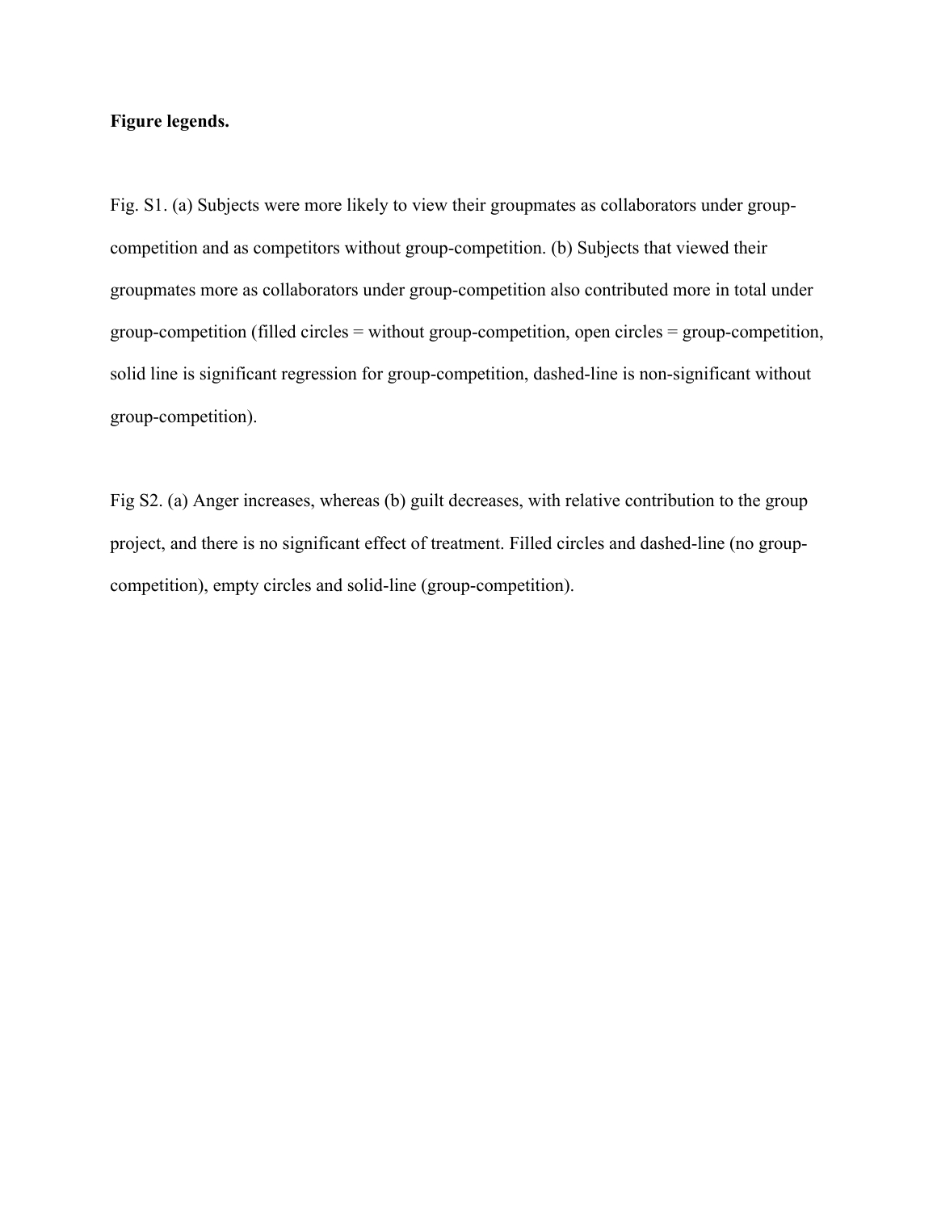**Figure legends.**

Fig. S1. (a) Subjects were more likely to view their groupmates as collaborators under group-competition and as competitors without group-competition. (b) Subjects that viewed their groupmates more as collaborators under group-competition also contributed more in total under group-competition (filled circles = without group-competition, open circles = group-competition, solid line is significant regression for group-competition, dashed-line is non-significant without group-competition).

Fig S2. (a) Anger increases, whereas (b) guilt decreases, with relative contribution to the group project, and there is no significant effect of treatment. Filled circles and dashed-line (no group-competition), empty circles and solid-line (group-competition).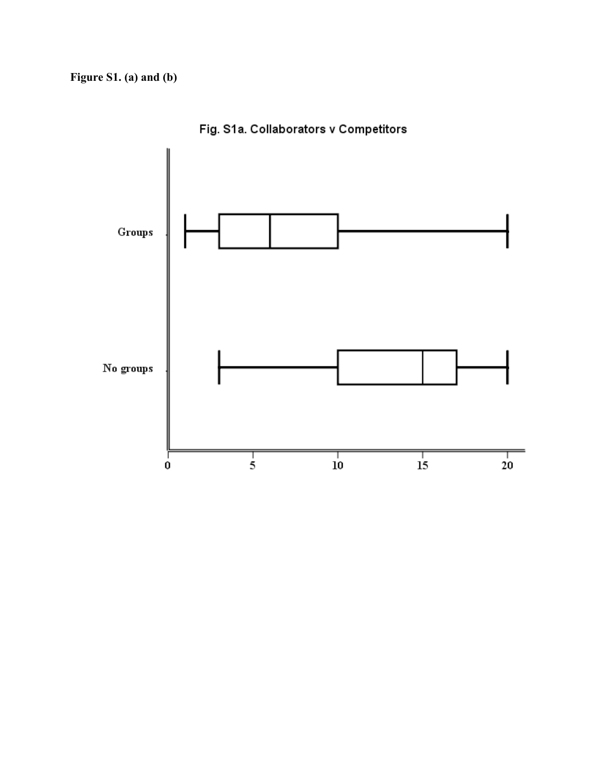**Figure S1. (a) and (b)**

Fig. S1a. Collaborators v Competitors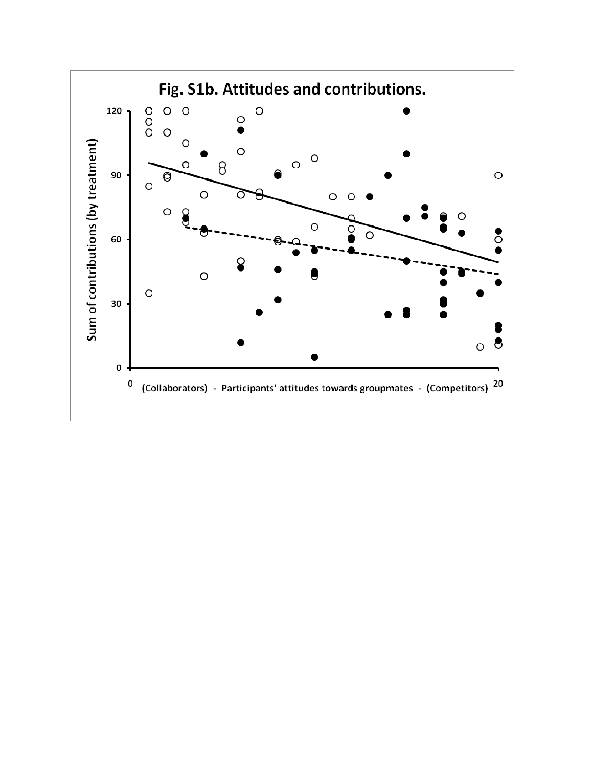Fig. S1b. Attitudes and contributions.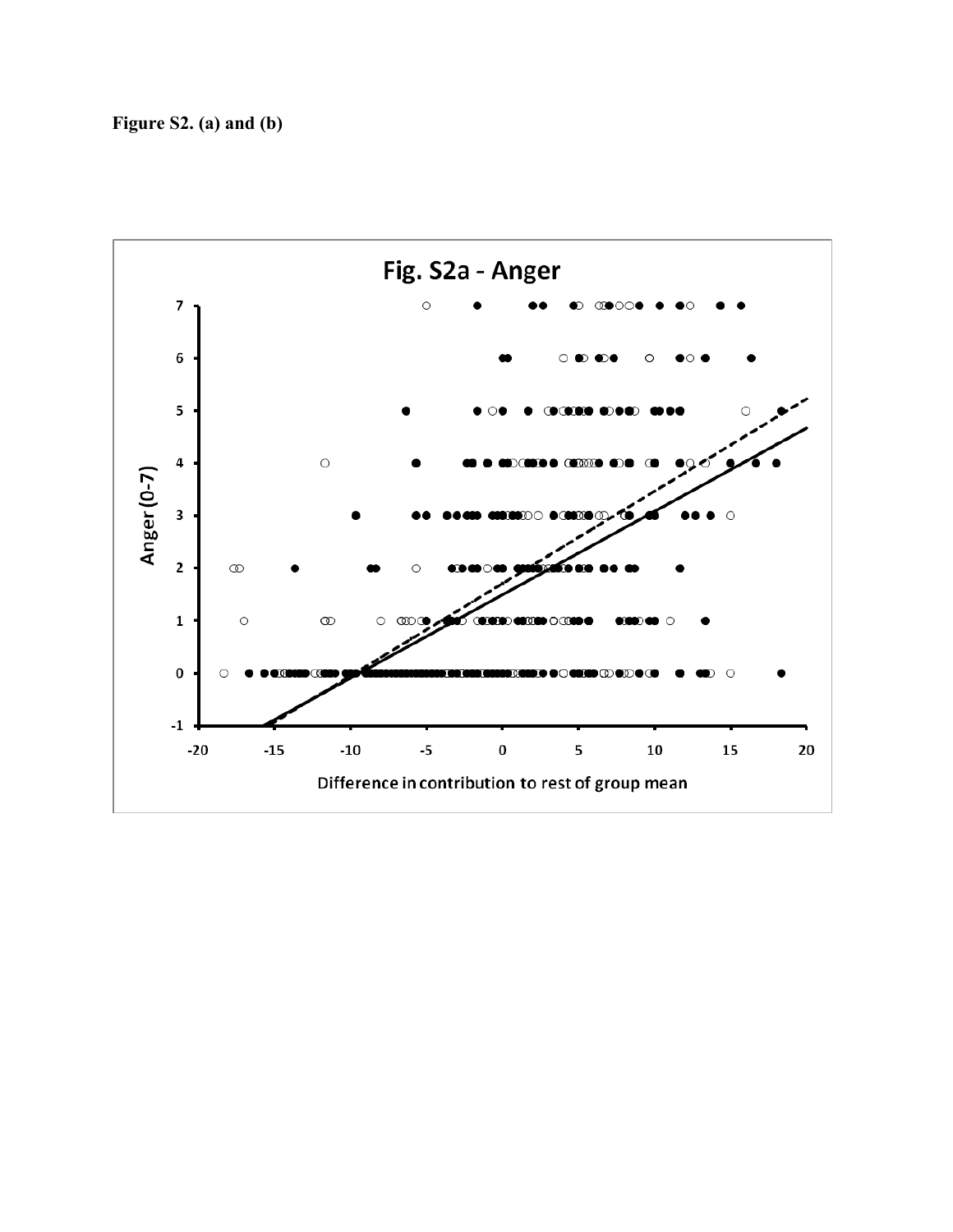**Figure S2. (a) and (b)**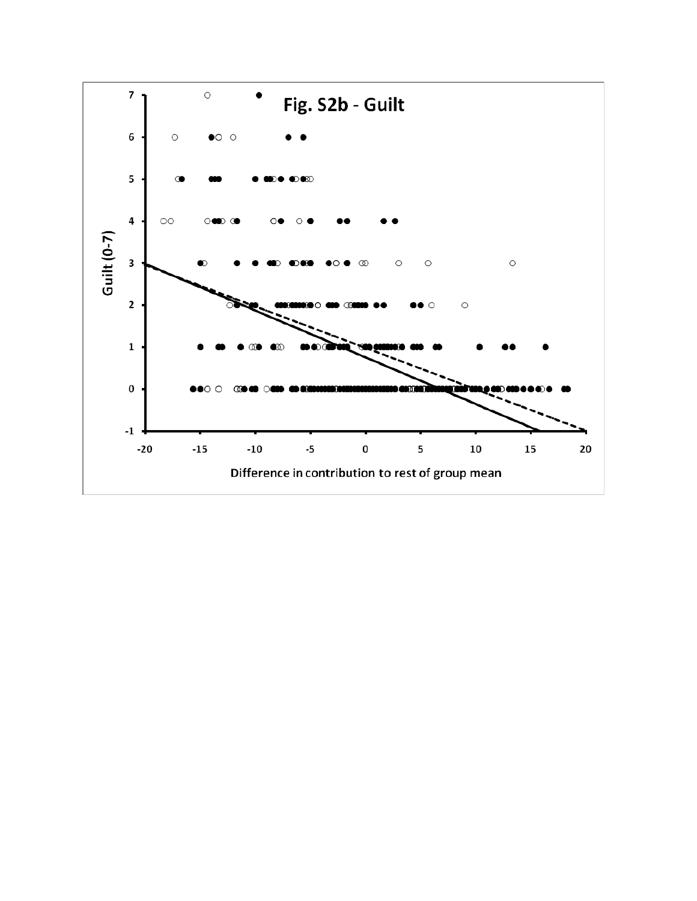Fig. S2b - Guilt

Guilt (0-7)

7
6
5
4
3
2
1
0
-1

-20 -15 -10 -5 0 5 10 15 20

Difference in contribution to rest of group mean